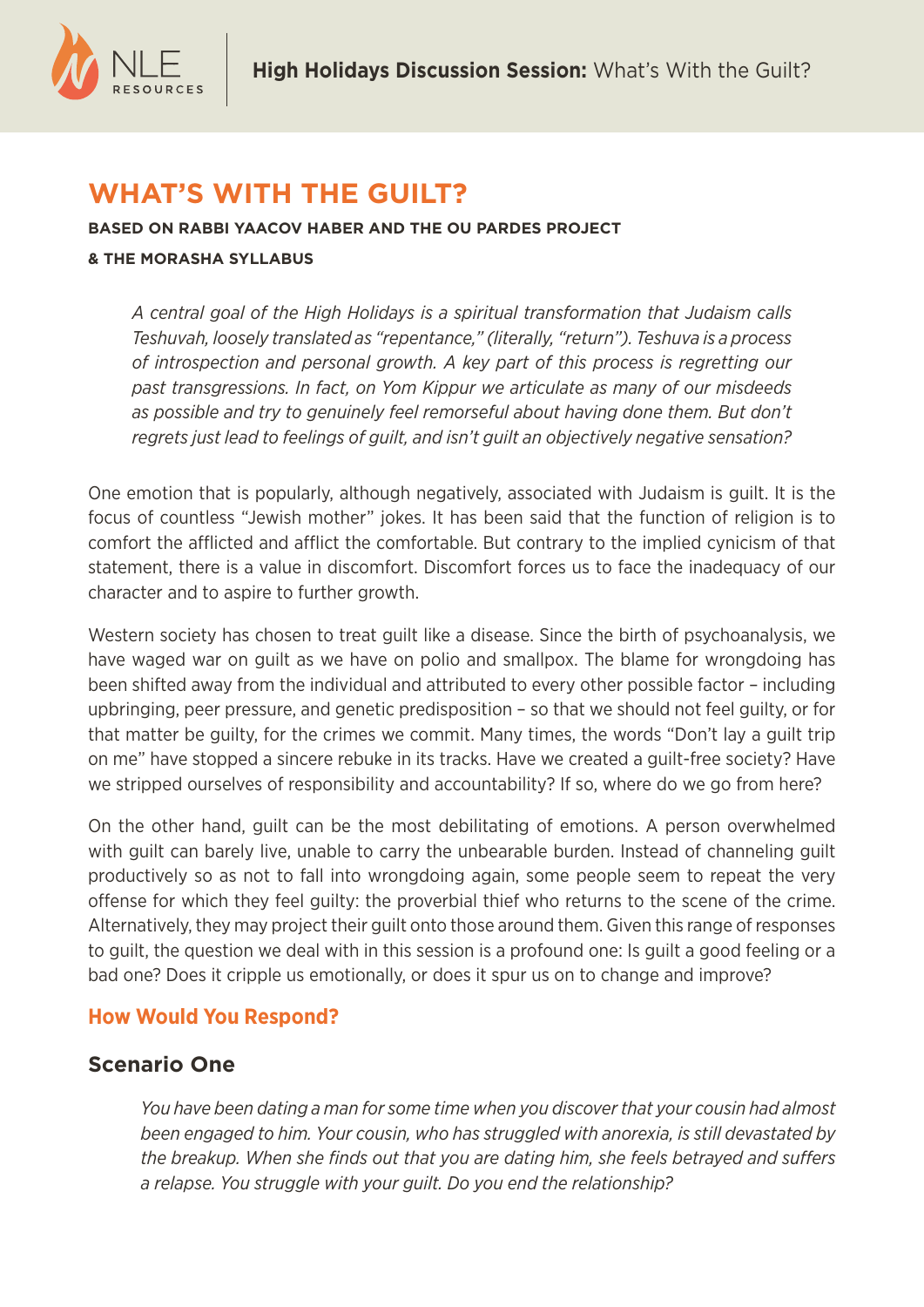# WHAT'S WITH THE GUILT?

**BASED ON RABBI YAACOV HABER AND THE OU PARDES PROJECT**

**& THE MORASHA SYLLABUS**

> *A central goal of the High Holidays is a spiritual transformation that Judaism calls Teshuvah, loosely translated as "repentance," (literally, "return"). Teshuva is a process of introspection and personal growth. A key part of this process is regretting our past transgressions. In fact, on Yom Kippur we articulate as many of our misdeeds as possible and try to genuinely feel remorseful about having done them. But don't regrets just lead to feelings of guilt, and isn't guilt an objectively negative sensation?*

One emotion that is popularly, although negatively, associated with Judaism is guilt. It is the focus of countless "Jewish mother" jokes. It has been said that the function of religion is to comfort the afflicted and afflict the comfortable. But contrary to the implied cynicism of that statement, there is a value in discomfort. Discomfort forces us to face the inadequacy of our character and to aspire to further growth.

Western society has chosen to treat guilt like a disease. Since the birth of psychoanalysis, we have waged war on guilt as we have on polio and smallpox. The blame for wrongdoing has been shifted away from the individual and attributed to every other possible factor – including upbringing, peer pressure, and genetic predisposition – so that we should not feel guilty, or for that matter be guilty, for the crimes we commit. Many times, the words "Don't lay a guilt trip on me" have stopped a sincere rebuke in its tracks. Have we created a guilt-free society? Have we stripped ourselves of responsibility and accountability? If so, where do we go from here?

On the other hand, guilt can be the most debilitating of emotions. A person overwhelmed with guilt can barely live, unable to carry the unbearable burden. Instead of channeling guilt productively so as not to fall into wrongdoing again, some people seem to repeat the very offense for which they feel guilty: the proverbial thief who returns to the scene of the crime. Alternatively, they may project their guilt onto those around them. Given this range of responses to guilt, the question we deal with in this session is a profound one: Is guilt a good feeling or a bad one? Does it cripple us emotionally, or does it spur us on to change and improve?

### How Would You Respond?

## Scenario One

> *You have been dating a man for some time when you discover that your cousin had almost been engaged to him. Your cousin, who has struggled with anorexia, is still devastated by the breakup. When she finds out that you are dating him, she feels betrayed and suffers a relapse. You struggle with your guilt. Do you end the relationship?*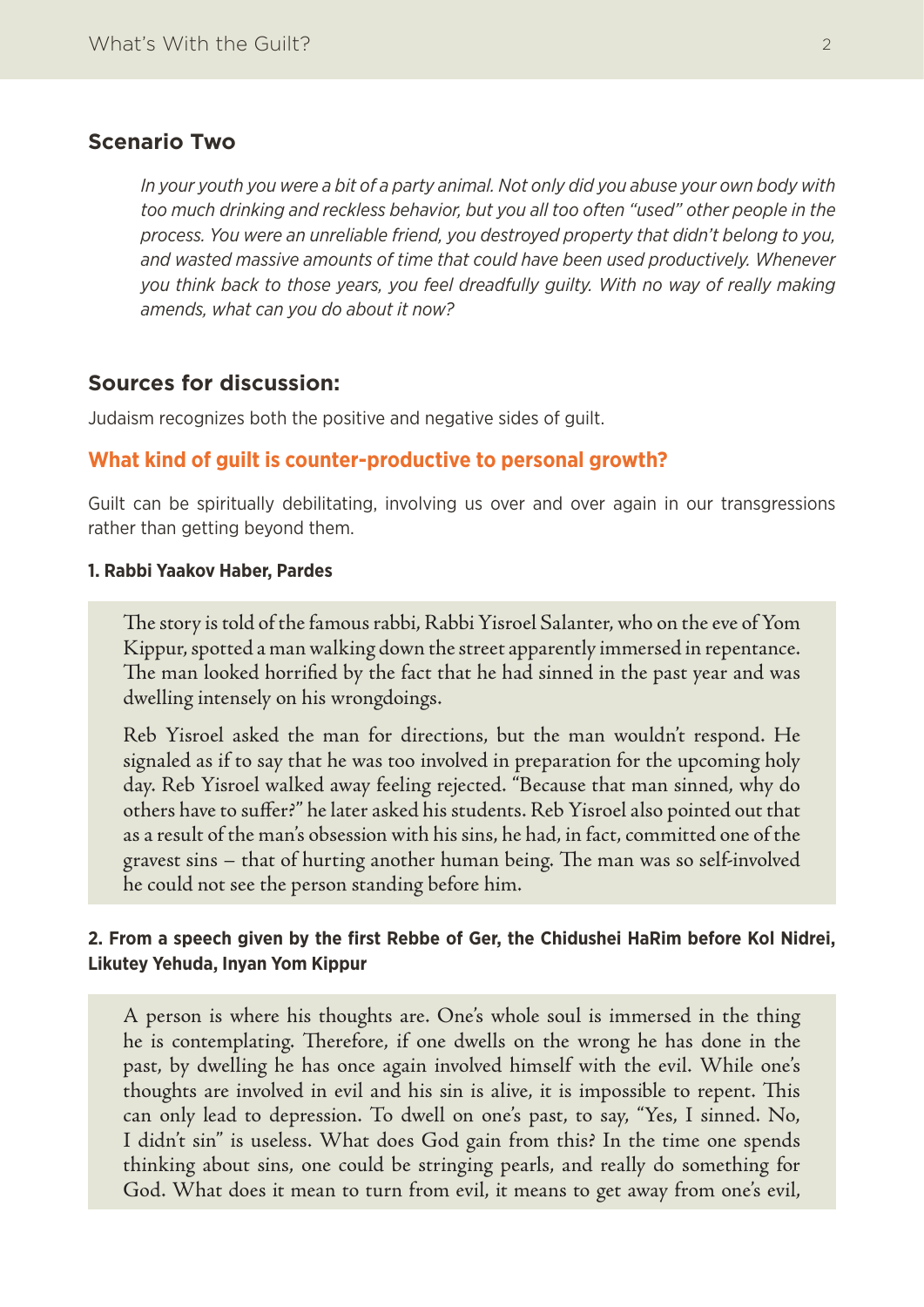## Scenario Two

*In your youth you were a bit of a party animal. Not only did you abuse your own body with too much drinking and reckless behavior, but you all too often "used" other people in the process. You were an unreliable friend, you destroyed property that didn't belong to you, and wasted massive amounts of time that could have been used productively. Whenever you think back to those years, you feel dreadfully guilty. With no way of really making amends, what can you do about it now?*

## Sources for discussion:

Judaism recognizes both the positive and negative sides of guilt.

### What kind of guilt is counter-productive to personal growth?

Guilt can be spiritually debilitating, involving us over and over again in our transgressions rather than getting beyond them.

**1. Rabbi Yaakov Haber, Pardes**

> The story is told of the famous rabbi, Rabbi Yisroel Salanter, who on the eve of Yom Kippur, spotted a man walking down the street apparently immersed in repentance. The man looked horrified by the fact that he had sinned in the past year and was dwelling intensely on his wrongdoings.
>
> Reb Yisroel asked the man for directions, but the man wouldn't respond. He signaled as if to say that he was too involved in preparation for the upcoming holy day. Reb Yisroel walked away feeling rejected. "Because that man sinned, why do others have to suffer?" he later asked his students. Reb Yisroel also pointed out that as a result of the man's obsession with his sins, he had, in fact, committed one of the gravest sins – that of hurting another human being. The man was so self-involved he could not see the person standing before him.

**2. From a speech given by the first Rebbe of Ger, the Chidushei HaRim before Kol Nidrei, Likutey Yehuda, Inyan Yom Kippur**

> A person is where his thoughts are. One's whole soul is immersed in the thing he is contemplating. Therefore, if one dwells on the wrong he has done in the past, by dwelling he has once again involved himself with the evil. While one's thoughts are involved in evil and his sin is alive, it is impossible to repent. This can only lead to depression. To dwell on one's past, to say, "Yes, I sinned. No, I didn't sin" is useless. What does God gain from this? In the time one spends thinking about sins, one could be stringing pearls, and really do something for God. What does it mean to turn from evil, it means to get away from one's evil,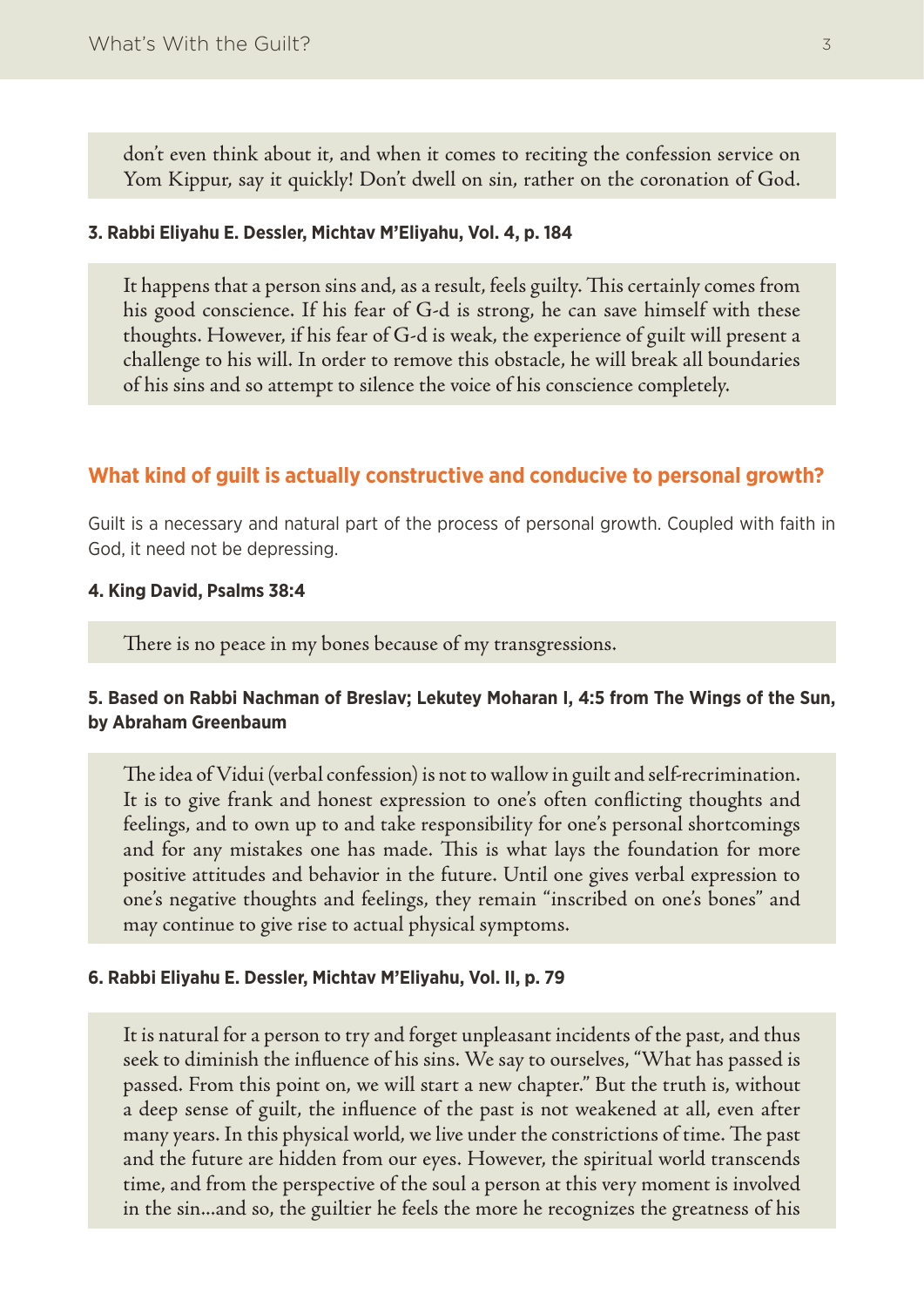> don't even think about it, and when it comes to reciting the confession service on Yom Kippur, say it quickly! Don't dwell on sin, rather on the coronation of God.

**3. Rabbi Eliyahu E. Dessler, Michtav M'Eliyahu, Vol. 4, p. 184**

> It happens that a person sins and, as a result, feels guilty. This certainly comes from his good conscience. If his fear of G-d is strong, he can save himself with these thoughts. However, if his fear of G-d is weak, the experience of guilt will present a challenge to his will. In order to remove this obstacle, he will break all boundaries of his sins and so attempt to silence the voice of his conscience completely.

## What kind of guilt is actually constructive and conducive to personal growth?

Guilt is a necessary and natural part of the process of personal growth. Coupled with faith in God, it need not be depressing.

**4. King David, Psalms 38:4**

> There is no peace in my bones because of my transgressions.

**5. Based on Rabbi Nachman of Breslav; Lekutey Moharan I, 4:5 from The Wings of the Sun, by Abraham Greenbaum**

> The idea of Vidui (verbal confession) is not to wallow in guilt and self-recrimination. It is to give frank and honest expression to one's often conflicting thoughts and feelings, and to own up to and take responsibility for one's personal shortcomings and for any mistakes one has made. This is what lays the foundation for more positive attitudes and behavior in the future. Until one gives verbal expression to one's negative thoughts and feelings, they remain "inscribed on one's bones" and may continue to give rise to actual physical symptoms.

**6. Rabbi Eliyahu E. Dessler, Michtav M'Eliyahu, Vol. II, p. 79**

> It is natural for a person to try and forget unpleasant incidents of the past, and thus seek to diminish the influence of his sins. We say to ourselves, "What has passed is passed. From this point on, we will start a new chapter." But the truth is, without a deep sense of guilt, the influence of the past is not weakened at all, even after many years. In this physical world, we live under the constrictions of time. The past and the future are hidden from our eyes. However, the spiritual world transcends time, and from the perspective of the soul a person at this very moment is involved in the sin...and so, the guiltier he feels the more he recognizes the greatness of his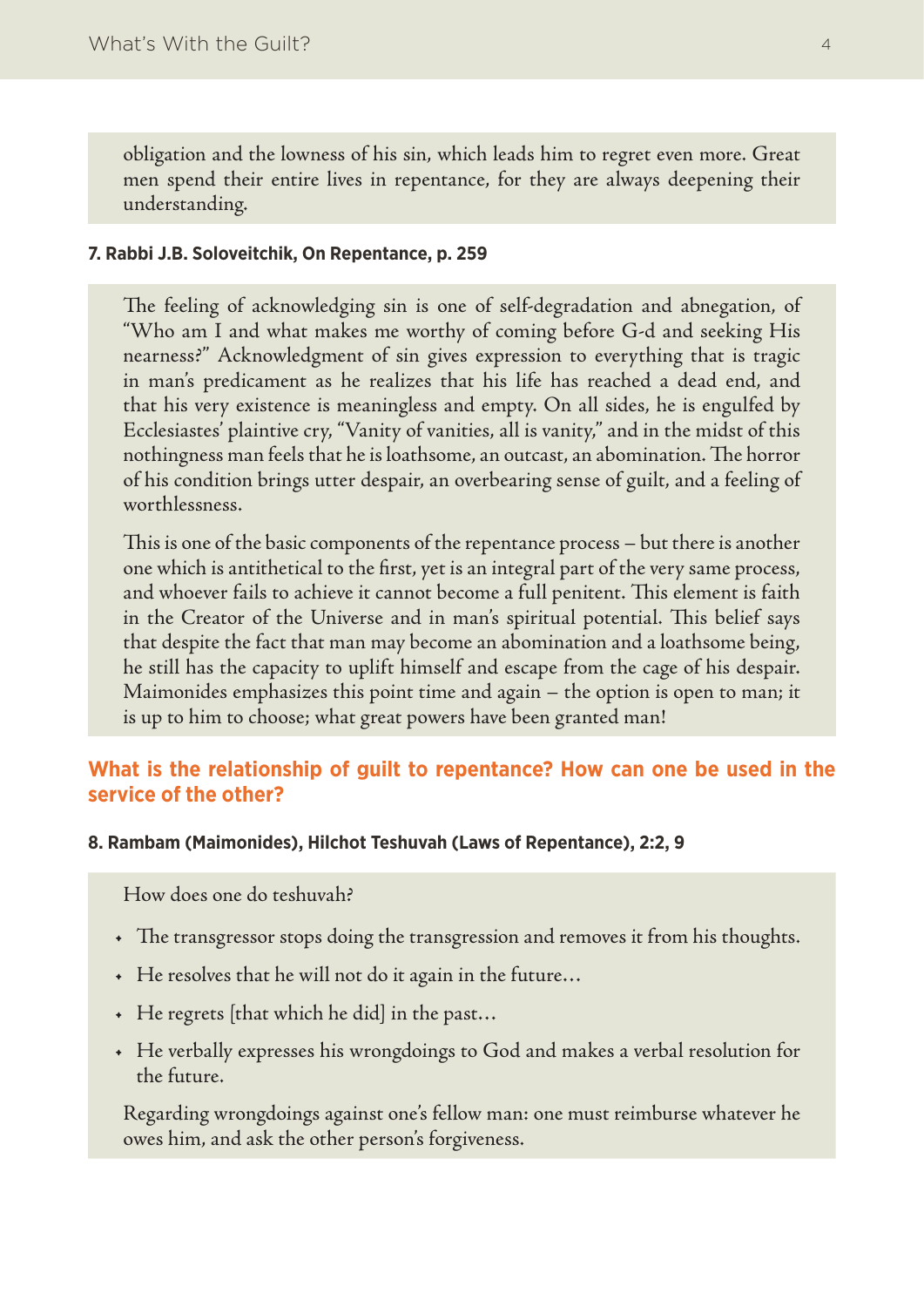obligation and the lowness of his sin, which leads him to regret even more. Great men spend their entire lives in repentance, for they are always deepening their understanding.

**7. Rabbi J.B. Soloveitchik, On Repentance, p. 259**

The feeling of acknowledging sin is one of self-degradation and abnegation, of "Who am I and what makes me worthy of coming before G-d and seeking His nearness?" Acknowledgment of sin gives expression to everything that is tragic in man's predicament as he realizes that his life has reached a dead end, and that his very existence is meaningless and empty. On all sides, he is engulfed by Ecclesiastes' plaintive cry, "Vanity of vanities, all is vanity," and in the midst of this nothingness man feels that he is loathsome, an outcast, an abomination. The horror of his condition brings utter despair, an overbearing sense of guilt, and a feeling of worthlessness.

This is one of the basic components of the repentance process – but there is another one which is antithetical to the first, yet is an integral part of the very same process, and whoever fails to achieve it cannot become a full penitent. This element is faith in the Creator of the Universe and in man's spiritual potential. This belief says that despite the fact that man may become an abomination and a loathsome being, he still has the capacity to uplift himself and escape from the cage of his despair. Maimonides emphasizes this point time and again – the option is open to man; it is up to him to choose; what great powers have been granted man!

### What is the relationship of guilt to repentance? How can one be used in the service of the other?

**8. Rambam (Maimonides), Hilchot Teshuvah (Laws of Repentance), 2:2, 9**

How does one do teshuvah?

- The transgressor stops doing the transgression and removes it from his thoughts.
- He resolves that he will not do it again in the future…
- He regrets [that which he did] in the past…
- He verbally expresses his wrongdoings to God and makes a verbal resolution for the future.

Regarding wrongdoings against one's fellow man: one must reimburse whatever he owes him, and ask the other person's forgiveness.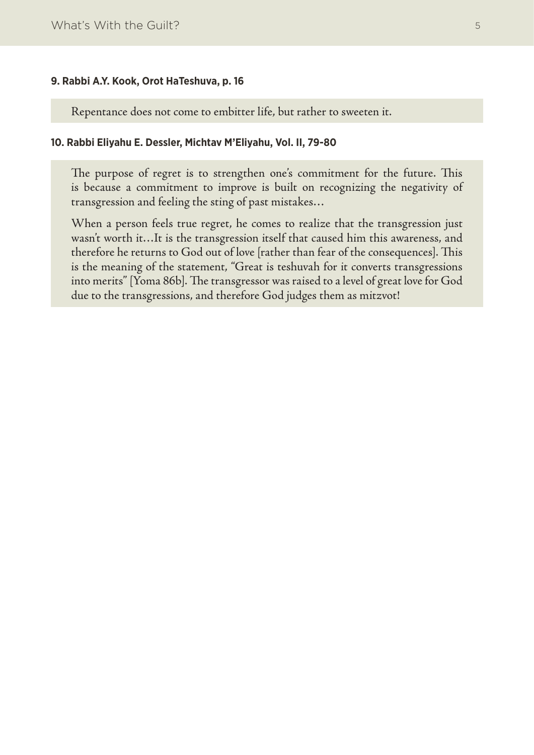**9. Rabbi A.Y. Kook, Orot HaTeshuva, p. 16**

> Repentance does not come to embitter life, but rather to sweeten it.

**10. Rabbi Eliyahu E. Dessler, Michtav M'Eliyahu, Vol. II, 79-80**

> The purpose of regret is to strengthen one's commitment for the future. This is because a commitment to improve is built on recognizing the negativity of transgression and feeling the sting of past mistakes…
>
> When a person feels true regret, he comes to realize that the transgression just wasn't worth it…It is the transgression itself that caused him this awareness, and therefore he returns to God out of love [rather than fear of the consequences]. This is the meaning of the statement, "Great is teshuvah for it converts transgressions into merits" [Yoma 86b]. The transgressor was raised to a level of great love for God due to the transgressions, and therefore God judges them as mitzvot!